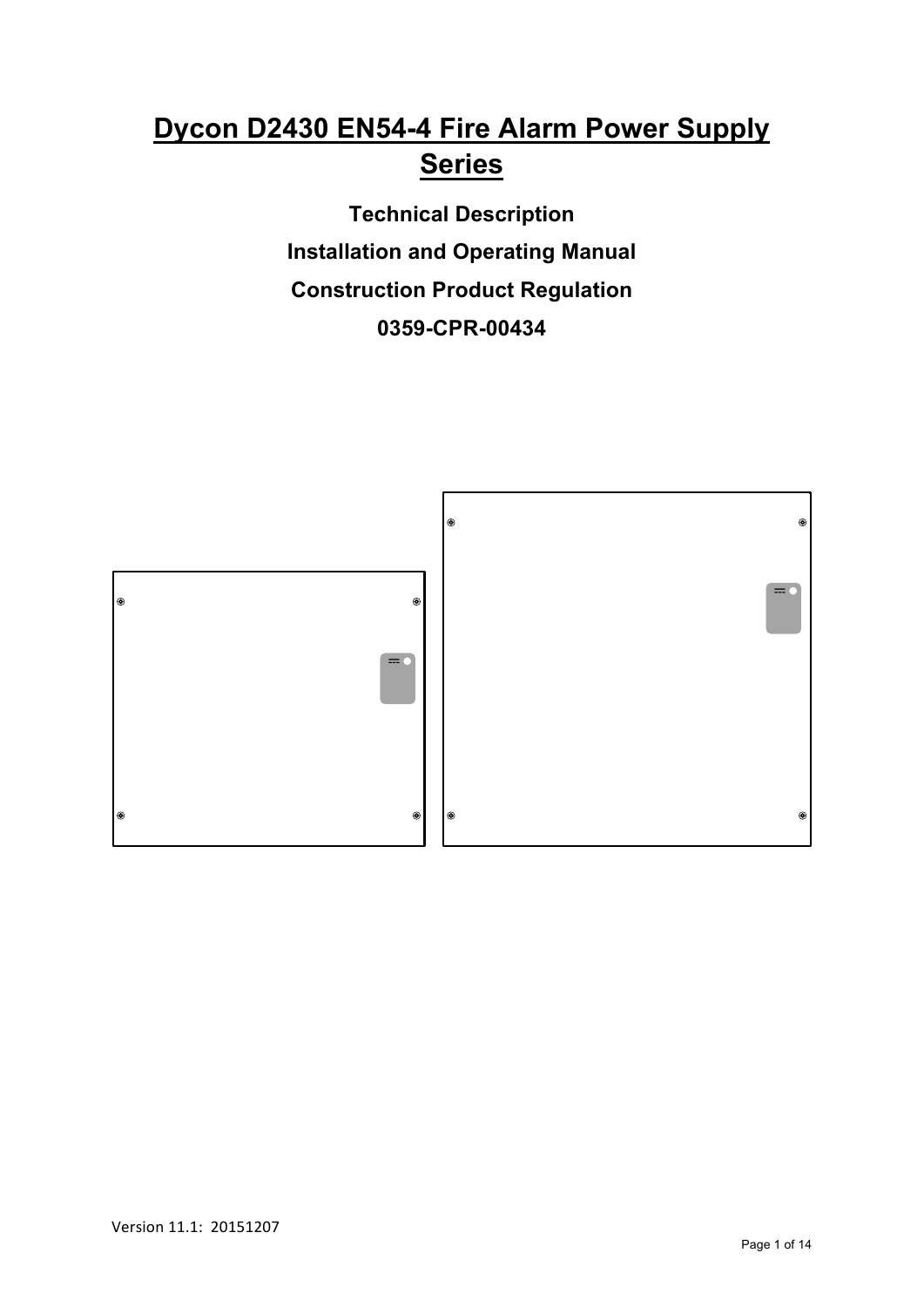# Dycon D2430 EN54-4 Fire Alarm Power Supply Series

**Technical Description**

**Installation and Operating Manual**

**Construction Product Regulation**

**0359-CPR-00434**

Version 11.1: 20151207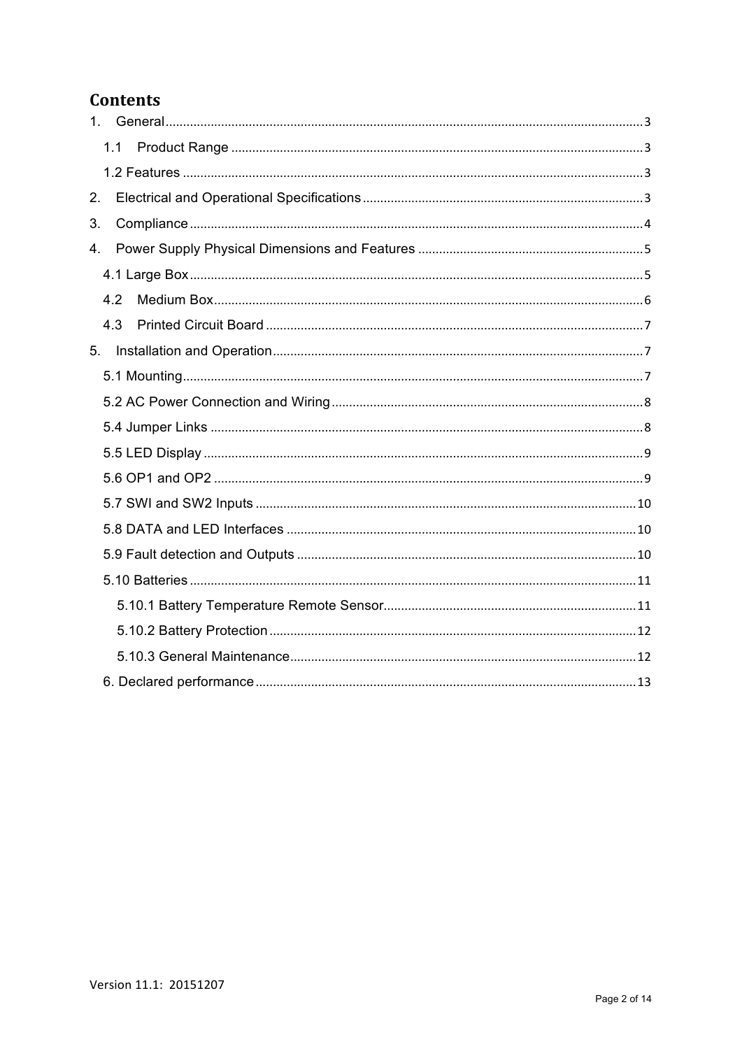# Contents

1. General ... 3
   - 1.1 Product Range ... 3
   - 1.2 Features ... 3
2. Electrical and Operational Specifications ... 3
3. Compliance ... 4
4. Power Supply Physical Dimensions and Features ... 5
   - 4.1 Large Box ... 5
   - 4.2 Medium Box ... 6
   - 4.3 Printed Circuit Board ... 7
5. Installation and Operation ... 7
   - 5.1 Mounting ... 7
   - 5.2 AC Power Connection and Wiring ... 8
   - 5.4 Jumper Links ... 8
   - 5.5 LED Display ... 9
   - 5.6 OP1 and OP2 ... 9
   - 5.7 SWI and SW2 Inputs ... 10
   - 5.8 DATA and LED Interfaces ... 10
   - 5.9 Fault detection and Outputs ... 10
   - 5.10 Batteries ... 11
     - 5.10.1 Battery Temperature Remote Sensor ... 11
     - 5.10.2 Battery Protection ... 12
     - 5.10.3 General Maintenance ... 12
   - 6. Declared performance ... 13

Version 11.1: 20151207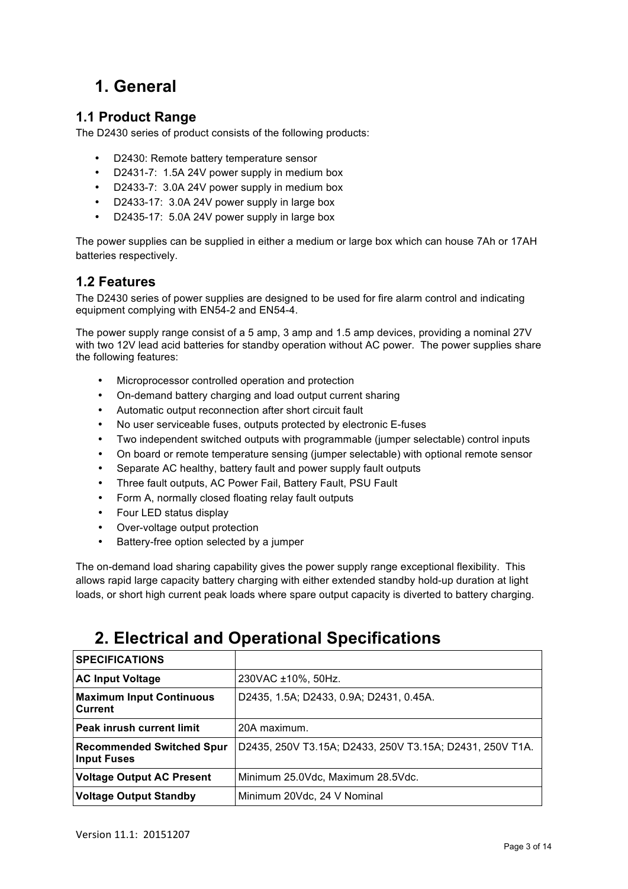# 1. General

## 1.1 Product Range

The D2430 series of product consists of the following products:

- D2430: Remote battery temperature sensor
- D2431-7: 1.5A 24V power supply in medium box
- D2433-7: 3.0A 24V power supply in medium box
- D2433-17: 3.0A 24V power supply in large box
- D2435-17: 5.0A 24V power supply in large box

The power supplies can be supplied in either a medium or large box which can house 7Ah or 17AH batteries respectively.

## 1.2 Features

The D2430 series of power supplies are designed to be used for fire alarm control and indicating equipment complying with EN54-2 and EN54-4.

The power supply range consist of a 5 amp, 3 amp and 1.5 amp devices, providing a nominal 27V with two 12V lead acid batteries for standby operation without AC power. The power supplies share the following features:

- Microprocessor controlled operation and protection
- On-demand battery charging and load output current sharing
- Automatic output reconnection after short circuit fault
- No user serviceable fuses, outputs protected by electronic E-fuses
- Two independent switched outputs with programmable (jumper selectable) control inputs
- On board or remote temperature sensing (jumper selectable) with optional remote sensor
- Separate AC healthy, battery fault and power supply fault outputs
- Three fault outputs, AC Power Fail, Battery Fault, PSU Fault
- Form A, normally closed floating relay fault outputs
- Four LED status display
- Over-voltage output protection
- Battery-free option selected by a jumper

The on-demand load sharing capability gives the power supply range exceptional flexibility. This allows rapid large capacity battery charging with either extended standby hold-up duration at light loads, or short high current peak loads where spare output capacity is diverted to battery charging.

# 2. Electrical and Operational Specifications

| **SPECIFICATIONS** | |
|---|---|
| **AC Input Voltage** | 230VAC ±10%, 50Hz. |
| **Maximum Input Continuous Current** | D2435, 1.5A; D2433, 0.9A; D2431, 0.45A. |
| **Peak inrush current limit** | 20A maximum. |
| **Recommended Switched Spur Input Fuses** | D2435, 250V T3.15A; D2433, 250V T3.15A; D2431, 250V T1A. |
| **Voltage Output AC Present** | Minimum 25.0Vdc, Maximum 28.5Vdc. |
| **Voltage Output Standby** | Minimum 20Vdc, 24 V Nominal |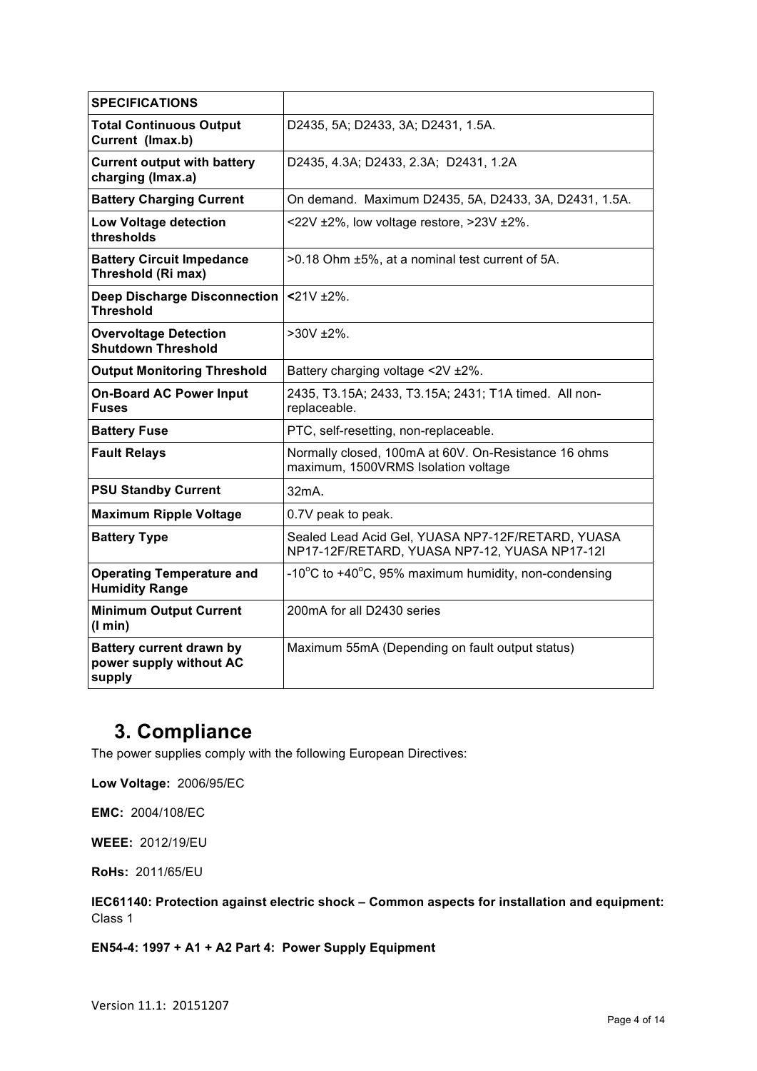| SPECIFICATIONS | |
|---|---|
| **Total Continuous Output Current (Imax.b)** | D2435, 5A; D2433, 3A; D2431, 1.5A. |
| **Current output with battery charging (Imax.a)** | D2435, 4.3A; D2433, 2.3A; D2431, 1.2A |
| **Battery Charging Current** | On demand. Maximum D2435, 5A, D2433, 3A, D2431, 1.5A. |
| **Low Voltage detection thresholds** | <22V ±2%, low voltage restore, >23V ±2%. |
| **Battery Circuit Impedance Threshold (Ri max)** | >0.18 Ohm ±5%, at a nominal test current of 5A. |
| **Deep Discharge Disconnection Threshold** | **<**21V ±2%. |
| **Overvoltage Detection Shutdown Threshold** | >30V ±2%. |
| **Output Monitoring Threshold** | Battery charging voltage <2V ±2%. |
| **On-Board AC Power Input Fuses** | 2435, T3.15A; 2433, T3.15A; 2431; T1A timed. All non-replaceable. |
| **Battery Fuse** | PTC, self-resetting, non-replaceable. |
| **Fault Relays** | Normally closed, 100mA at 60V. On-Resistance 16 ohms maximum, 1500VRMS Isolation voltage |
| **PSU Standby Current** | 32mA. |
| **Maximum Ripple Voltage** | 0.7V peak to peak. |
| **Battery Type** | Sealed Lead Acid Gel, YUASA NP7-12F/RETARD, YUASA NP17-12F/RETARD, YUASA NP7-12, YUASA NP17-12I |
| **Operating Temperature and Humidity Range** | -10°C to +40°C, 95% maximum humidity, non-condensing |
| **Minimum Output Current (I min)** | 200mA for all D2430 series |
| **Battery current drawn by power supply without AC supply** | Maximum 55mA (Depending on fault output status) |

# 3. Compliance

The power supplies comply with the following European Directives:

**Low Voltage:** 2006/95/EC

**EMC:** 2004/108/EC

**WEEE:** 2012/19/EU

**RoHs:** 2011/65/EU

**IEC61140: Protection against electric shock – Common aspects for installation and equipment:** Class 1

**EN54-4: 1997 + A1 + A2 Part 4: Power Supply Equipment**

Version 11.1: 20151207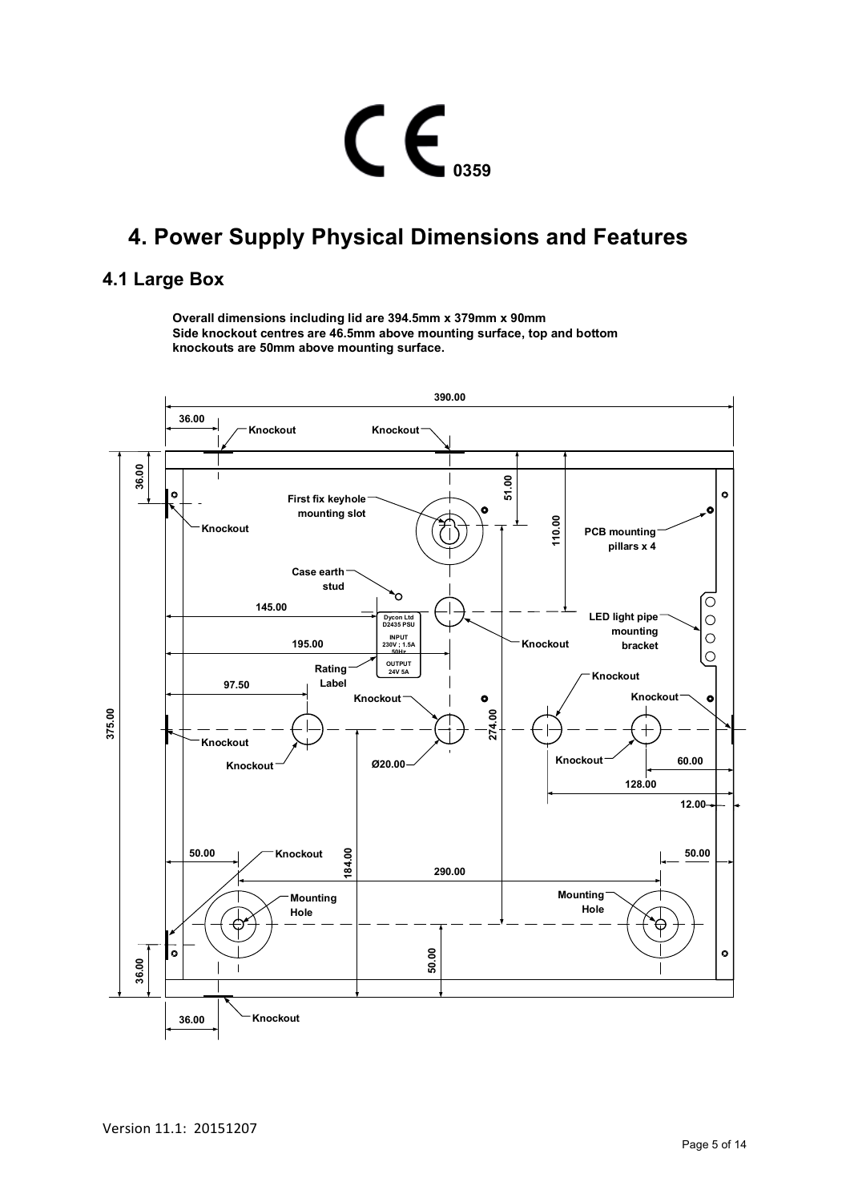# 4. Power Supply Physical Dimensions and Features

## 4.1 Large Box

**Overall dimensions including lid are 394.5mm x 379mm x 90mm**
**Side knockout centres are 46.5mm above mounting surface, top and bottom knockouts are 50mm above mounting surface.**

Version 11.1: 20151207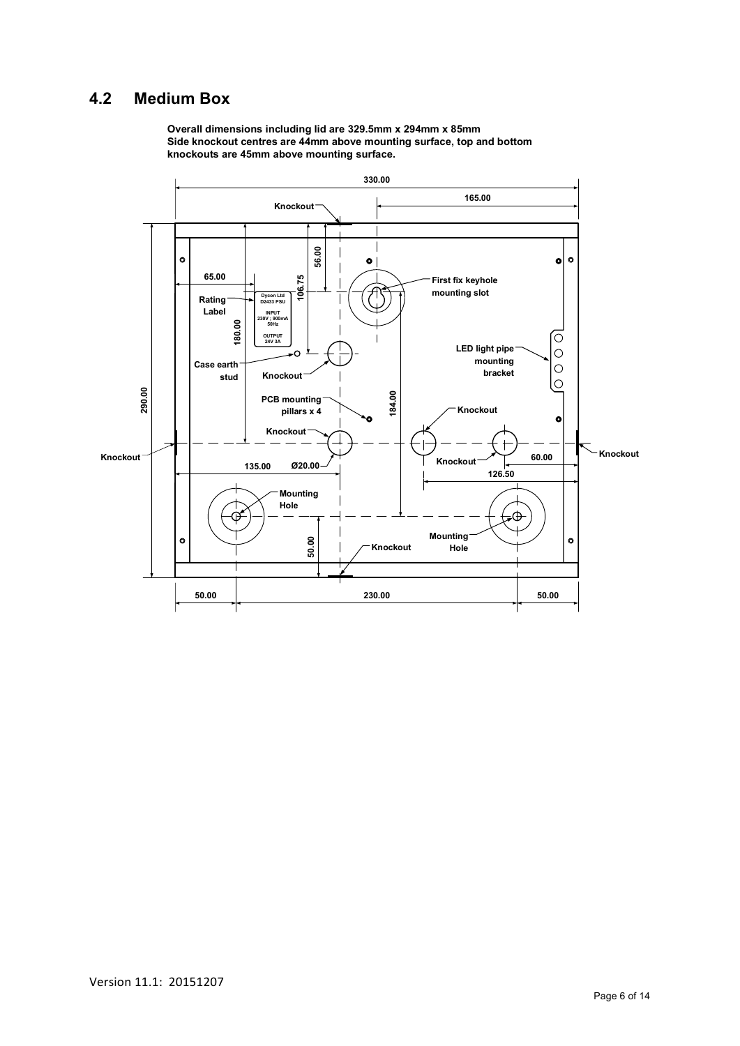## 4.2 Medium Box

**Overall dimensions including lid are 329.5mm x 294mm x 85mm**
**Side knockout centres are 44mm above mounting surface, top and bottom knockouts are 45mm above mounting surface.**

330.00

165.00

Knockout

56.00

106.75

65.00

First fix keyhole mounting slot

Rating Label

Dycon Ltd
D2433 PSU

INPUT
230V ; 900mA
50Hz

OUTPUT
24V 3A

180.00

LED light pipe mounting bracket

Case earth stud

Knockout

290.00

PCB mounting pillars x 4

184.00

Knockout

Knockout

Knockout

Knockout

Knockout

60.00

135.00

Ø20.00

126.50

Mounting Hole

Mounting Hole

50.00

Knockout

50.00

230.00

50.00

Version 11.1: 20151207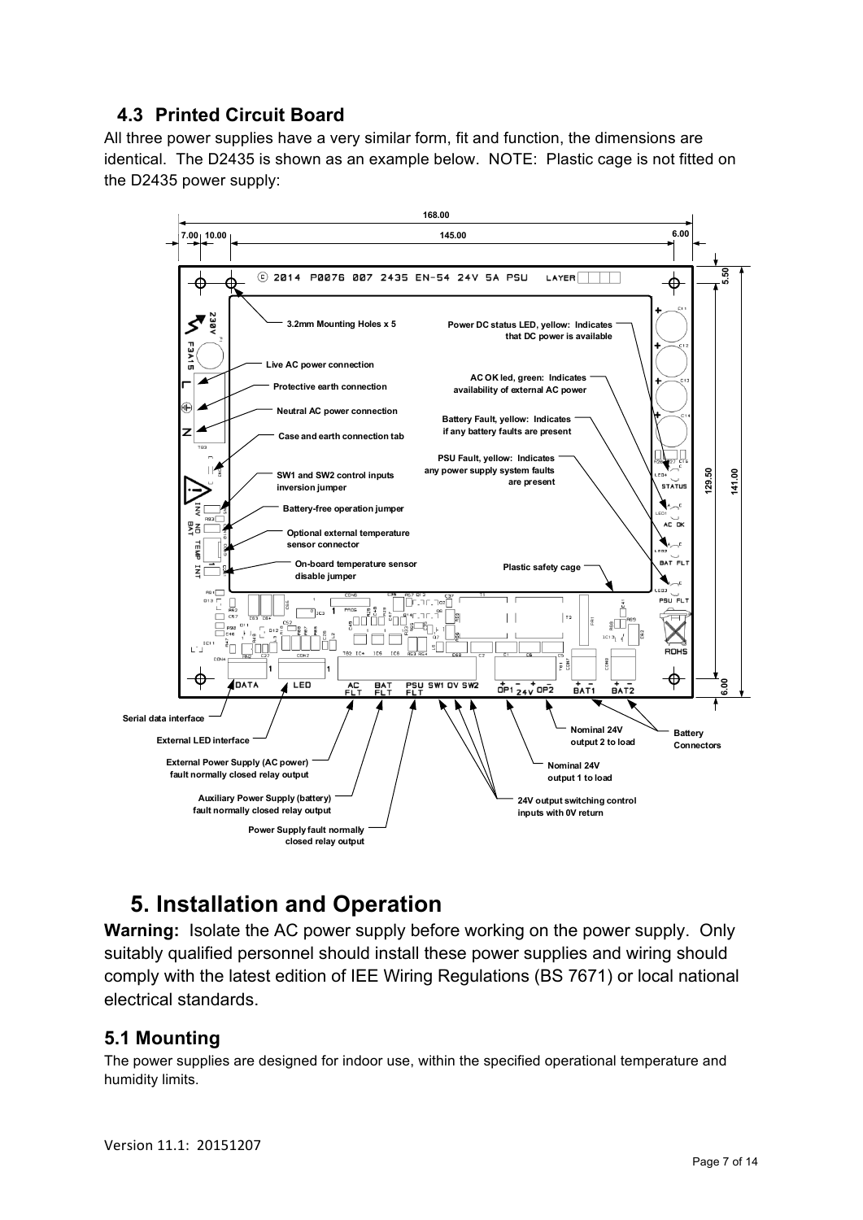### 4.3 Printed Circuit Board

All three power supplies have a very similar form, fit and function, the dimensions are identical. The D2435 is shown as an example below. NOTE: Plastic cage is not fitted on the D2435 power supply:

# 5. Installation and Operation

**Warning:** Isolate the AC power supply before working on the power supply. Only suitably qualified personnel should install these power supplies and wiring should comply with the latest edition of IEE Wiring Regulations (BS 7671) or local national electrical standards.

## 5.1 Mounting

The power supplies are designed for indoor use, within the specified operational temperature and humidity limits.

Version 11.1: 20151207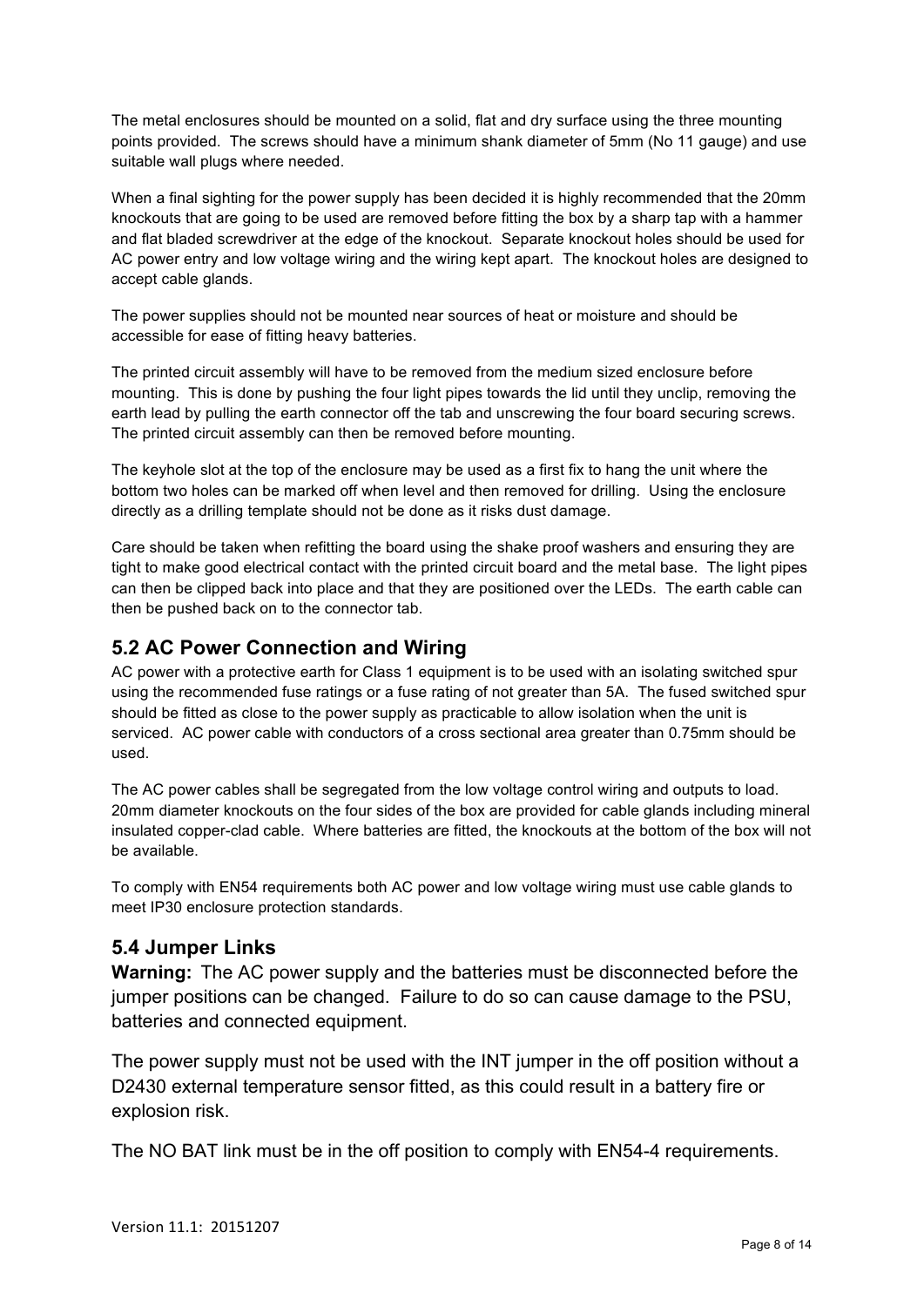The metal enclosures should be mounted on a solid, flat and dry surface using the three mounting points provided. The screws should have a minimum shank diameter of 5mm (No 11 gauge) and use suitable wall plugs where needed.

When a final sighting for the power supply has been decided it is highly recommended that the 20mm knockouts that are going to be used are removed before fitting the box by a sharp tap with a hammer and flat bladed screwdriver at the edge of the knockout. Separate knockout holes should be used for AC power entry and low voltage wiring and the wiring kept apart. The knockout holes are designed to accept cable glands.

The power supplies should not be mounted near sources of heat or moisture and should be accessible for ease of fitting heavy batteries.

The printed circuit assembly will have to be removed from the medium sized enclosure before mounting. This is done by pushing the four light pipes towards the lid until they unclip, removing the earth lead by pulling the earth connector off the tab and unscrewing the four board securing screws. The printed circuit assembly can then be removed before mounting.

The keyhole slot at the top of the enclosure may be used as a first fix to hang the unit where the bottom two holes can be marked off when level and then removed for drilling. Using the enclosure directly as a drilling template should not be done as it risks dust damage.

Care should be taken when refitting the board using the shake proof washers and ensuring they are tight to make good electrical contact with the printed circuit board and the metal base. The light pipes can then be clipped back into place and that they are positioned over the LEDs. The earth cable can then be pushed back on to the connector tab.

## 5.2 AC Power Connection and Wiring

AC power with a protective earth for Class 1 equipment is to be used with an isolating switched spur using the recommended fuse ratings or a fuse rating of not greater than 5A. The fused switched spur should be fitted as close to the power supply as practicable to allow isolation when the unit is serviced. AC power cable with conductors of a cross sectional area greater than 0.75mm should be used.

The AC power cables shall be segregated from the low voltage control wiring and outputs to load. 20mm diameter knockouts on the four sides of the box are provided for cable glands including mineral insulated copper-clad cable. Where batteries are fitted, the knockouts at the bottom of the box will not be available.

To comply with EN54 requirements both AC power and low voltage wiring must use cable glands to meet IP30 enclosure protection standards.

## 5.4 Jumper Links

**Warning:** The AC power supply and the batteries must be disconnected before the jumper positions can be changed. Failure to do so can cause damage to the PSU, batteries and connected equipment.

The power supply must not be used with the INT jumper in the off position without a D2430 external temperature sensor fitted, as this could result in a battery fire or explosion risk.

The NO BAT link must be in the off position to comply with EN54-4 requirements.

Version 11.1: 20151207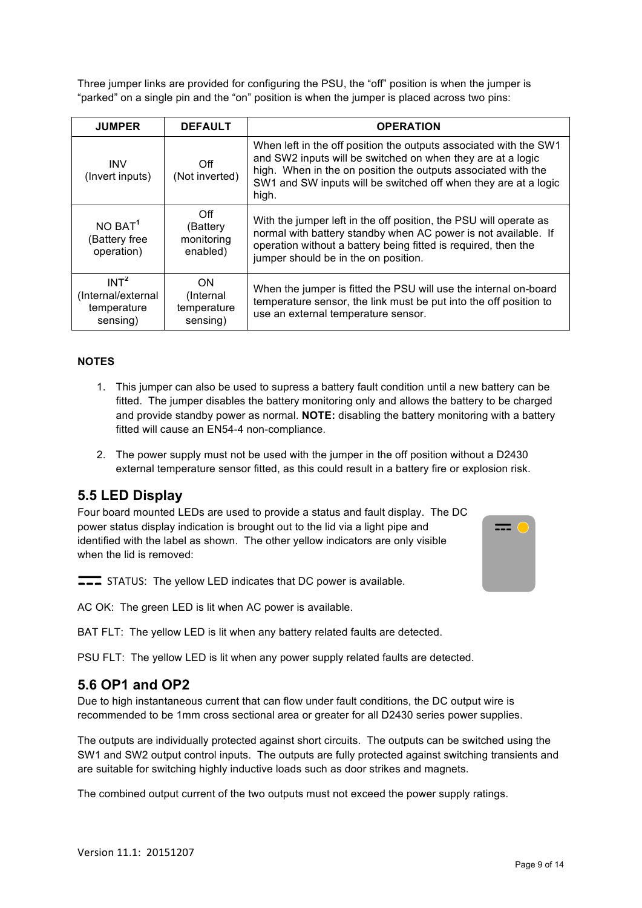Three jumper links are provided for configuring the PSU, the "off" position is when the jumper is "parked" on a single pin and the "on" position is when the jumper is placed across two pins:

| JUMPER | DEFAULT | OPERATION |
|---|---|---|
| INV (Invert inputs) | Off (Not inverted) | When left in the off position the outputs associated with the SW1 and SW2 inputs will be switched on when they are at a logic high. When in the on position the outputs associated with the SW1 and SW inputs will be switched off when they are at a logic high. |
| NO BAT[1] (Battery free operation) | Off (Battery monitoring enabled) | With the jumper left in the off position, the PSU will operate as normal with battery standby when AC power is not available. If operation without a battery being fitted is required, then the jumper should be in the on position. |
| INT[2] (Internal/external temperature sensing) | ON (Internal temperature sensing) | When the jumper is fitted the PSU will use the internal on-board temperature sensor, the link must be put into the off position to use an external temperature sensor. |

**NOTES**

1. This jumper can also be used to supress a battery fault condition until a new battery can be fitted. The jumper disables the battery monitoring only and allows the battery to be charged and provide standby power as normal. **NOTE:** disabling the battery monitoring with a battery fitted will cause an EN54-4 non-compliance.

2. The power supply must not be used with the jumper in the off position without a D2430 external temperature sensor fitted, as this could result in a battery fire or explosion risk.

## 5.5 LED Display

Four board mounted LEDs are used to provide a status and fault display. The DC power status display indication is brought out to the lid via a light pipe and identified with the label as shown. The other yellow indicators are only visible when the lid is removed:

⎓ STATUS: The yellow LED indicates that DC power is available.

AC OK: The green LED is lit when AC power is available.

BAT FLT: The yellow LED is lit when any battery related faults are detected.

PSU FLT: The yellow LED is lit when any power supply related faults are detected.

## 5.6 OP1 and OP2

Due to high instantaneous current that can flow under fault conditions, the DC output wire is recommended to be 1mm cross sectional area or greater for all D2430 series power supplies.

The outputs are individually protected against short circuits. The outputs can be switched using the SW1 and SW2 output control inputs. The outputs are fully protected against switching transients and are suitable for switching highly inductive loads such as door strikes and magnets.

The combined output current of the two outputs must not exceed the power supply ratings.

Version 11.1: 20151207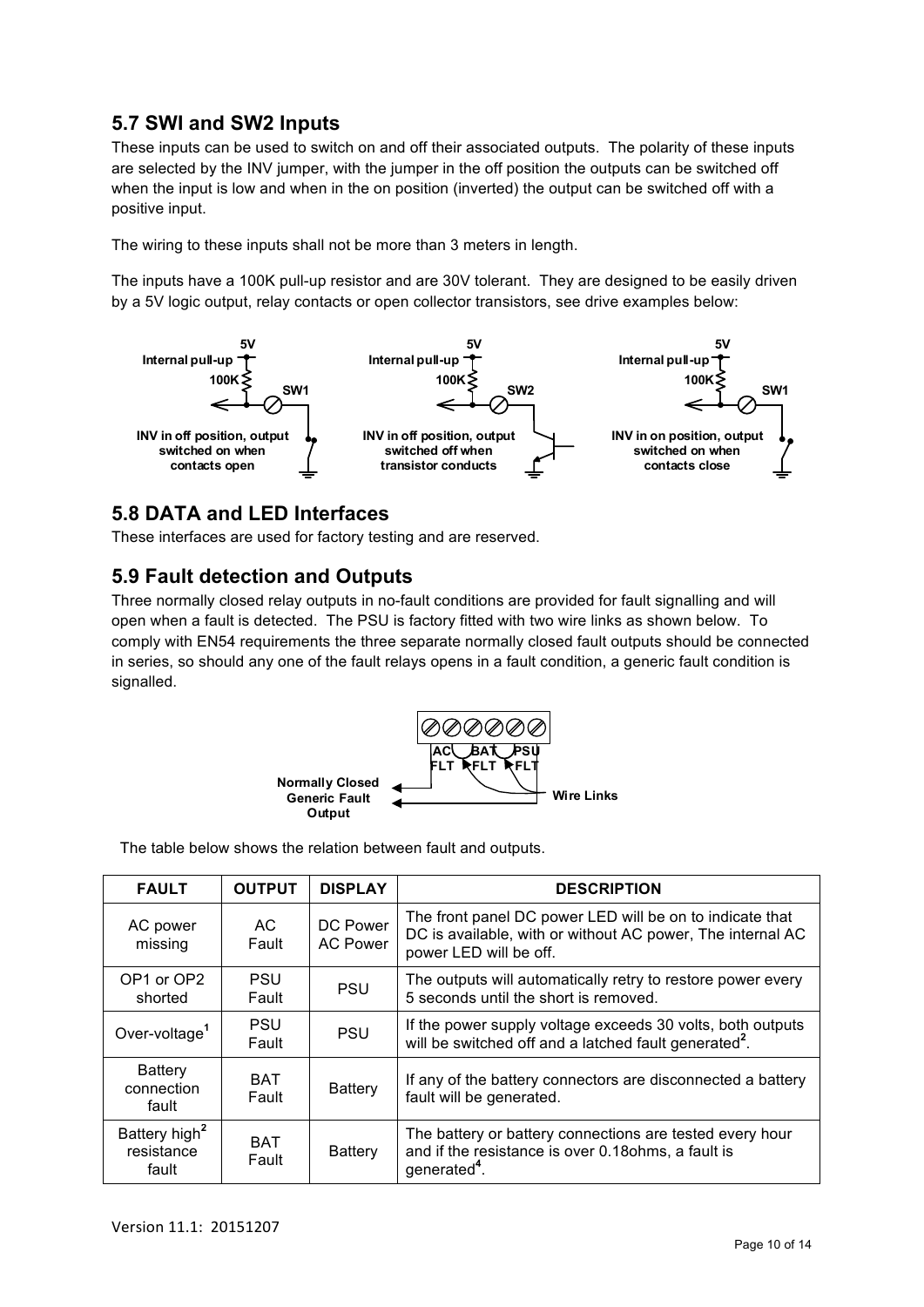## 5.7 SWI and SW2 Inputs

These inputs can be used to switch on and off their associated outputs. The polarity of these inputs are selected by the INV jumper, with the jumper in the off position the outputs can be switched off when the input is low and when in the on position (inverted) the output can be switched off with a positive input.

The wiring to these inputs shall not be more than 3 meters in length.

The inputs have a 100K pull-up resistor and are 30V tolerant. They are designed to be easily driven by a 5V logic output, relay contacts or open collector transistors, see drive examples below:

5V Internal pull-up 100K SW1 — INV in off position, output switched on when contacts open

5V Internal pull-up 100K SW2 — INV in off position, output switched off when transistor conducts

5V Internal pull-up 100K SW1 — INV in on position, output switched on when contacts close

## 5.8 DATA and LED Interfaces

These interfaces are used for factory testing and are reserved.

## 5.9 Fault detection and Outputs

Three normally closed relay outputs in no-fault conditions are provided for fault signalling and will open when a fault is detected. The PSU is factory fitted with two wire links as shown below. To comply with EN54 requirements the three separate normally closed fault outputs should be connected in series, so should any one of the fault relays opens in a fault condition, a generic fault condition is signalled.

AC FLT BAT FLT PSU FLT — Normally Closed Generic Fault Output — Wire Links

The table below shows the relation between fault and outputs.

| FAULT | OUTPUT | DISPLAY | DESCRIPTION |
|---|---|---|---|
| AC power missing | AC Fault | DC Power AC Power | The front panel DC power LED will be on to indicate that DC is available, with or without AC power, The internal AC power LED will be off. |
| OP1 or OP2 shorted | PSU Fault | PSU | The outputs will automatically retry to restore power every 5 seconds until the short is removed. |
| Over-voltage[1] | PSU Fault | PSU | If the power supply voltage exceeds 30 volts, both outputs will be switched off and a latched fault generated[2]. |
| Battery connection fault | BAT Fault | Battery | If any of the battery connectors are disconnected a battery fault will be generated. |
| Battery high[2] resistance fault | BAT Fault | Battery | The battery or battery connections are tested every hour and if the resistance is over 0.18ohms, a fault is generated[4]. |

Version 11.1: 20151207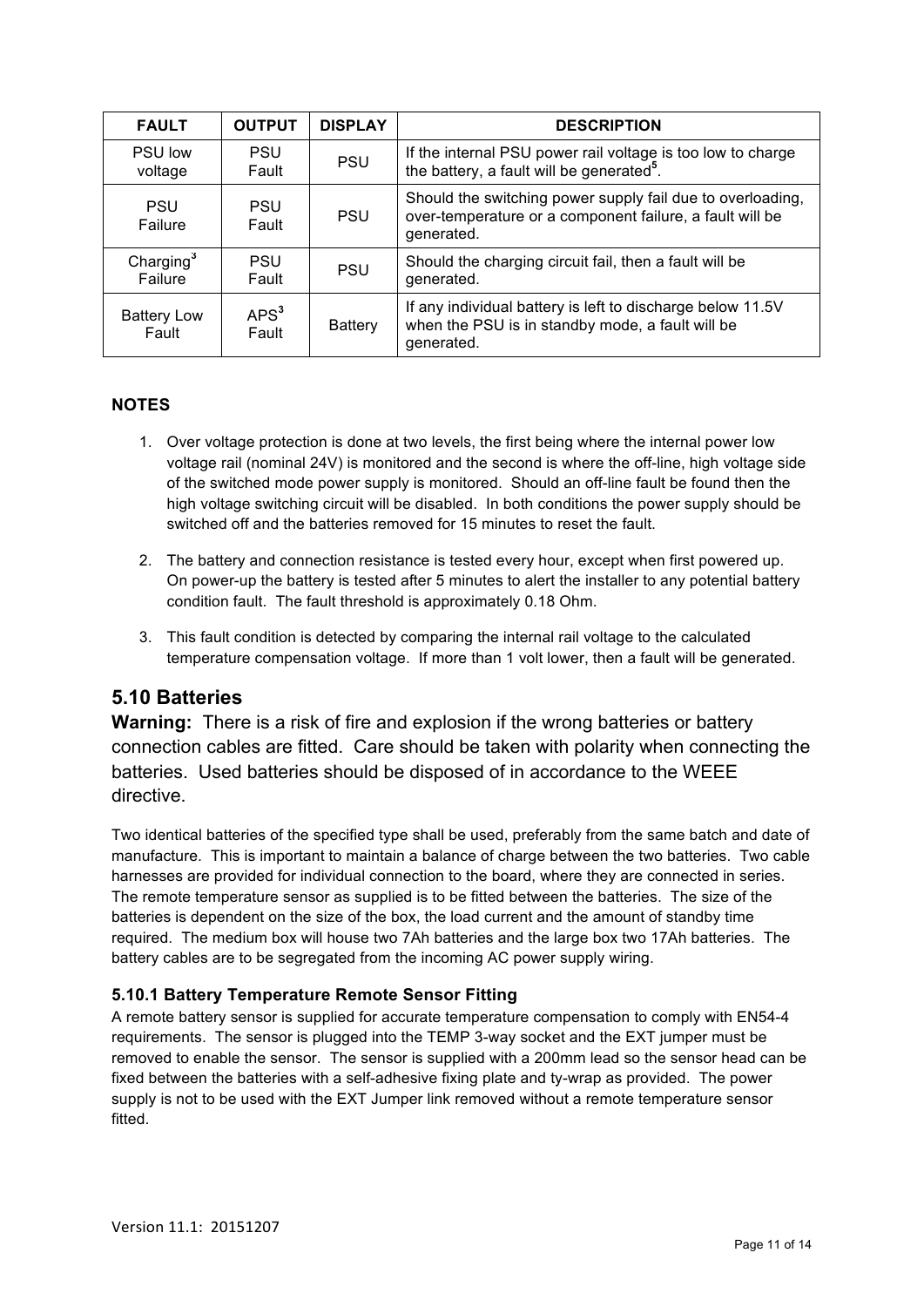| FAULT | OUTPUT | DISPLAY | DESCRIPTION |
|---|---|---|---|
| PSU low voltage | PSU Fault | PSU | If the internal PSU power rail voltage is too low to charge the battery, a fault will be generated[5]. |
| PSU Failure | PSU Fault | PSU | Should the switching power supply fail due to overloading, over-temperature or a component failure, a fault will be generated. |
| Charging[3] Failure | PSU Fault | PSU | Should the charging circuit fail, then a fault will be generated. |
| Battery Low Fault | APS[3] Fault | Battery | If any individual battery is left to discharge below 11.5V when the PSU is in standby mode, a fault will be generated. |

**NOTES**

1. Over voltage protection is done at two levels, the first being where the internal power low voltage rail (nominal 24V) is monitored and the second is where the off-line, high voltage side of the switched mode power supply is monitored. Should an off-line fault be found then the high voltage switching circuit will be disabled. In both conditions the power supply should be switched off and the batteries removed for 15 minutes to reset the fault.
2. The battery and connection resistance is tested every hour, except when first powered up. On power-up the battery is tested after 5 minutes to alert the installer to any potential battery condition fault. The fault threshold is approximately 0.18 Ohm.
3. This fault condition is detected by comparing the internal rail voltage to the calculated temperature compensation voltage. If more than 1 volt lower, then a fault will be generated.

## 5.10 Batteries

**Warning:** There is a risk of fire and explosion if the wrong batteries or battery connection cables are fitted. Care should be taken with polarity when connecting the batteries. Used batteries should be disposed of in accordance to the WEEE directive.

Two identical batteries of the specified type shall be used, preferably from the same batch and date of manufacture. This is important to maintain a balance of charge between the two batteries. Two cable harnesses are provided for individual connection to the board, where they are connected in series. The remote temperature sensor as supplied is to be fitted between the batteries. The size of the batteries is dependent on the size of the box, the load current and the amount of standby time required. The medium box will house two 7Ah batteries and the large box two 17Ah batteries. The battery cables are to be segregated from the incoming AC power supply wiring.

### 5.10.1 Battery Temperature Remote Sensor Fitting

A remote battery sensor is supplied for accurate temperature compensation to comply with EN54-4 requirements. The sensor is plugged into the TEMP 3-way socket and the EXT jumper must be removed to enable the sensor. The sensor is supplied with a 200mm lead so the sensor head can be fixed between the batteries with a self-adhesive fixing plate and ty-wrap as provided. The power supply is not to be used with the EXT Jumper link removed without a remote temperature sensor fitted.

Version 11.1: 20151207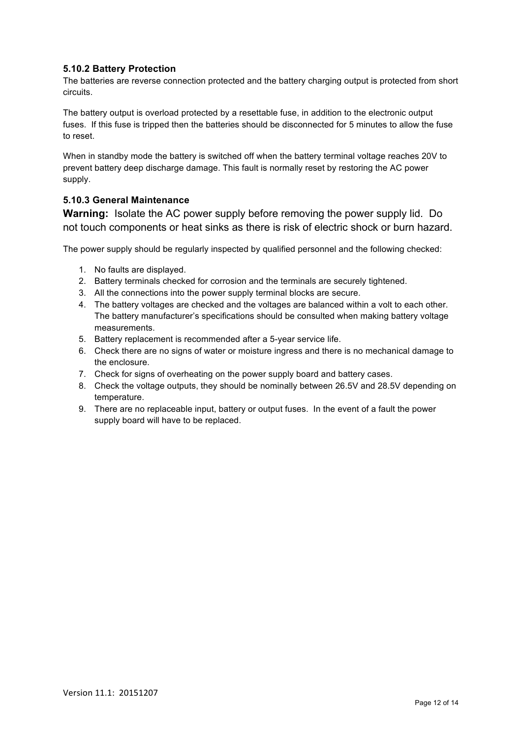### 5.10.2 Battery Protection

The batteries are reverse connection protected and the battery charging output is protected from short circuits.

The battery output is overload protected by a resettable fuse, in addition to the electronic output fuses. If this fuse is tripped then the batteries should be disconnected for 5 minutes to allow the fuse to reset.

When in standby mode the battery is switched off when the battery terminal voltage reaches 20V to prevent battery deep discharge damage. This fault is normally reset by restoring the AC power supply.

### 5.10.3 General Maintenance

**Warning:** Isolate the AC power supply before removing the power supply lid. Do not touch components or heat sinks as there is risk of electric shock or burn hazard.

The power supply should be regularly inspected by qualified personnel and the following checked:

1. No faults are displayed.
2. Battery terminals checked for corrosion and the terminals are securely tightened.
3. All the connections into the power supply terminal blocks are secure.
4. The battery voltages are checked and the voltages are balanced within a volt to each other. The battery manufacturer's specifications should be consulted when making battery voltage measurements.
5. Battery replacement is recommended after a 5-year service life.
6. Check there are no signs of water or moisture ingress and there is no mechanical damage to the enclosure.
7. Check for signs of overheating on the power supply board and battery cases.
8. Check the voltage outputs, they should be nominally between 26.5V and 28.5V depending on temperature.
9. There are no replaceable input, battery or output fuses. In the event of a fault the power supply board will have to be replaced.

Version 11.1: 20151207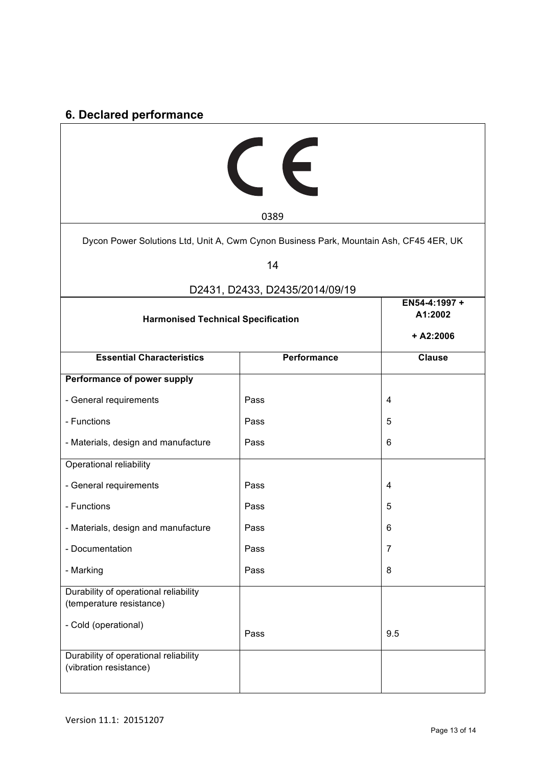## 6. Declared performance

CE

0389

Dycon Power Solutions Ltd, Unit A, Cwm Cynon Business Park, Mountain Ash, CF45 4ER, UK

14

D2431, D2433, D2435/2014/09/19

| **Harmonised Technical Specification** | | **EN54-4:1997 + A1:2002 + A2:2006** |
|---|---|---|
| **Essential Characteristics** | **Performance** | **Clause** |
| **Performance of power supply** | | |
| - General requirements | Pass | 4 |
| - Functions | Pass | 5 |
| - Materials, design and manufacture | Pass | 6 |
| Operational reliability | | |
| - General requirements | Pass | 4 |
| - Functions | Pass | 5 |
| - Materials, design and manufacture | Pass | 6 |
| - Documentation | Pass | 7 |
| - Marking | Pass | 8 |
| Durability of operational reliability (temperature resistance) | | |
| - Cold (operational) | Pass | 9.5 |
| Durability of operational reliability (vibration resistance) | | |

Version 11.1: 20151207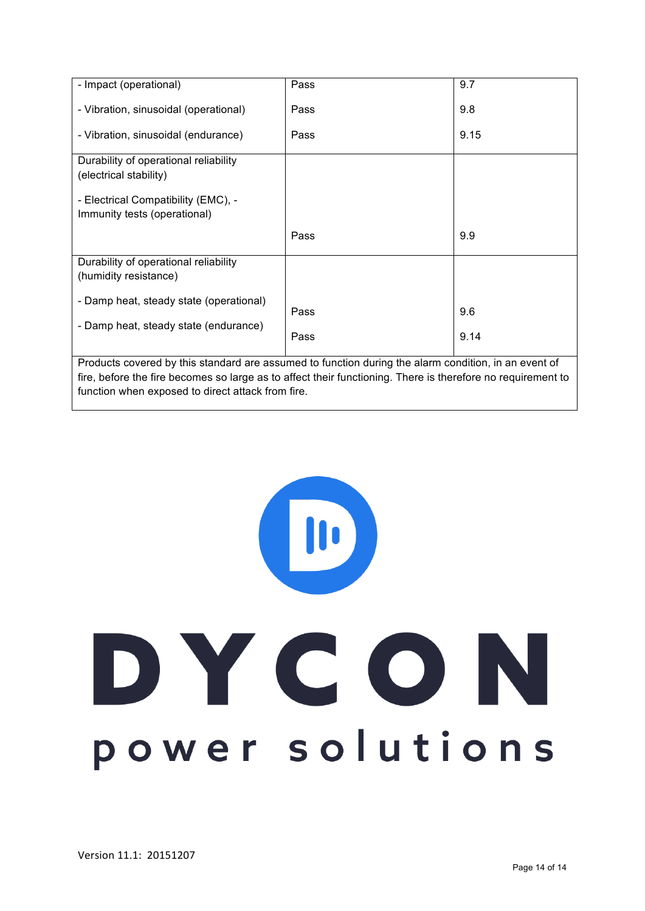| | | |
|---|---|---|
| - Impact (operational) | Pass | 9.7 |
| - Vibration, sinusoidal (operational) | Pass | 9.8 |
| - Vibration, sinusoidal (endurance) | Pass | 9.15 |
| Durability of operational reliability (electrical stability) | | |
| - Electrical Compatibility (EMC), - Immunity tests (operational) | Pass | 9.9 |
| Durability of operational reliability (humidity resistance) | | |
| - Damp heat, steady state (operational) | Pass | 9.6 |
| - Damp heat, steady state (endurance) | Pass | 9.14 |
| Products covered by this standard are assumed to function during the alarm condition, in an event of fire, before the fire becomes so large as to affect their functioning. There is therefore no requirement to function when exposed to direct attack from fire. | | |

DYCON

power solutions

Version 11.1: 20151207